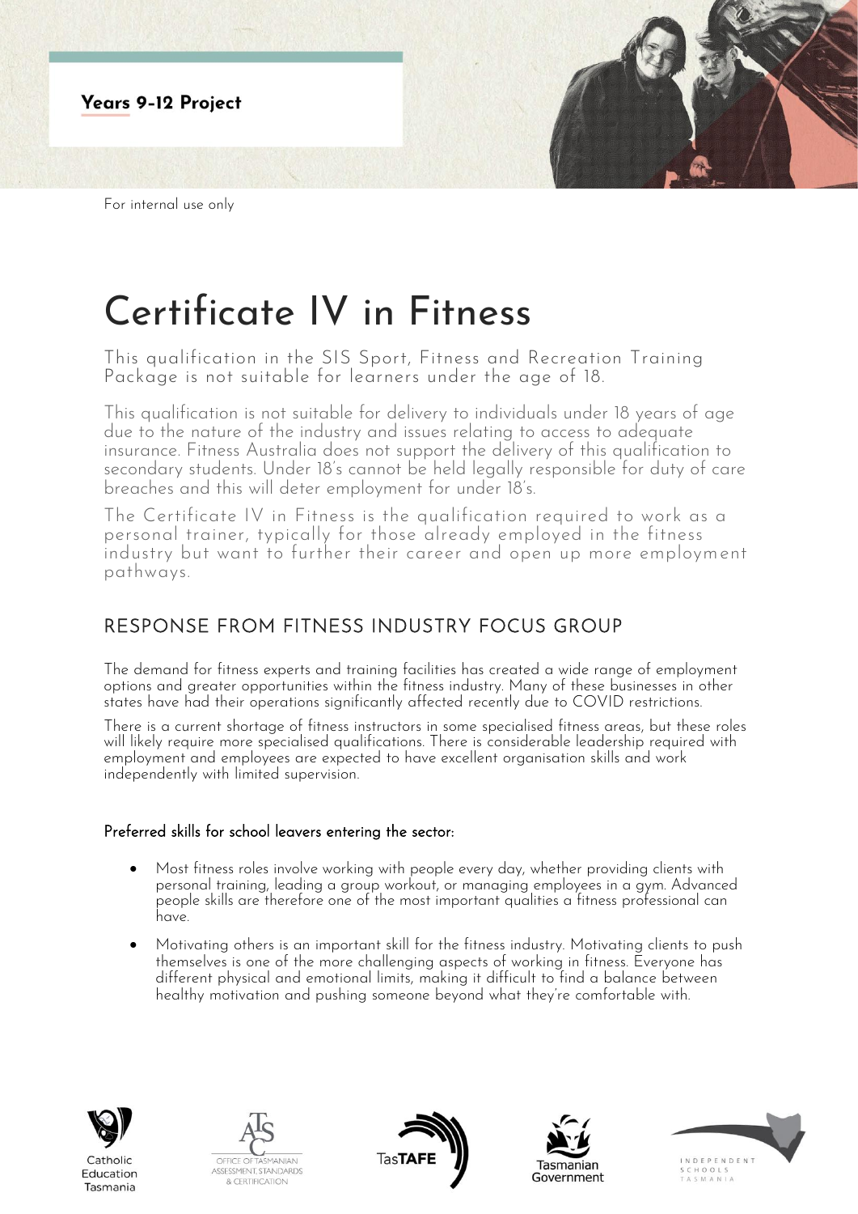Years 9-12 Project

For internal use only

# Certificate IV in Fitness

This qualification in the SIS Sport, Fitness and Recreation Training Package is not suitable for learners under the age of 18.

This qualification is not suitable for delivery to individuals under 18 years of age due to the nature of the industry and issues relating to access to adequate insurance. Fitness Australia does not support the delivery of this qualification to secondary students. Under 18's cannot be held legally responsible for duty of care breaches and this will deter employment for under 18's.

The Certificate IV in Fitness is the qualification required to work as a personal trainer, typically for those already employed in the fitness industry but want to further their career and open up more employment pathways.

## RESPONSE FROM FITNESS INDUSTRY FOCUS GROUP

The demand for fitness experts and training facilities has created a wide range of employment options and greater opportunities within the fitness industry. Many of these businesses in other states have had their operations significantly affected recently due to COVID restrictions.

There is a current shortage of fitness instructors in some specialised fitness areas, but these roles will likely require more specialised qualifications. There is considerable leadership required with employment and employees are expected to have excellent organisation skills and work independently with limited supervision.

### Preferred skills for school leavers entering the sector:

- Most fitness roles involve working with people every day, whether providing clients with personal training, leading a group workout, or managing employees in a gym. Advanced people skills are therefore one of the most important qualities a fitness professional can have.
- Motivating others is an important skill for the fitness industry. Motivating clients to push themselves is one of the more challenging aspects of working in fitness. Everyone has different physical and emotional limits, making it difficult to find a balance between healthy motivation and pushing someone beyond what they're comfortable with.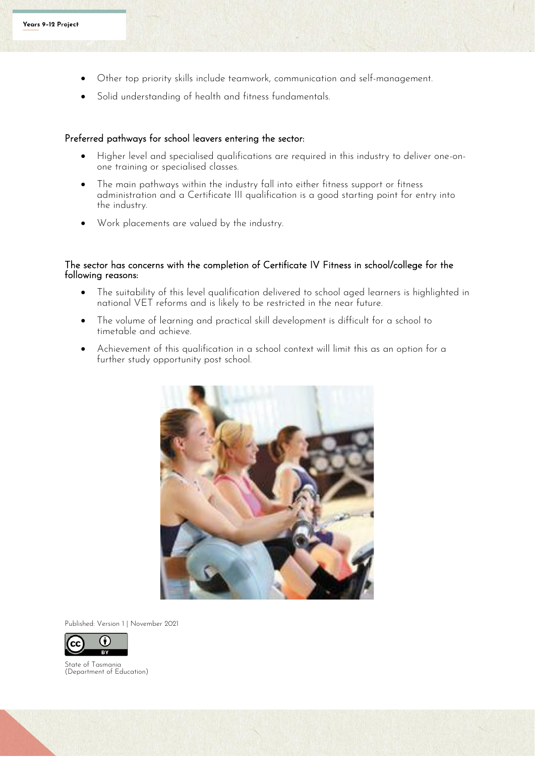- Other top priority skills include teamwork, communication and self-management.
- Solid understanding of health and fitness fundamentals.

### Preferred pathways for school leavers entering the sector:

- Higher level and specialised qualifications are required in this industry to deliver one-on-one training or specialised classes.
- The main pathways within the industry fall into either fitness support or fitness administration and a Certificate III qualification is a good starting point for entry into the industry.
- Work placements are valued by the industry.

### The sector has concerns with the completion of Certificate IV Fitness in school/college for the following reasons:

- The suitability of this level qualification delivered to school aged learners is highlighted in national VET reforms and is likely to be restricted in the near future.
- The volume of learning and practical skill development is difficult for a school to timetable and achieve.
- Achievement of this qualification in a school context will limit this as an option for a further study opportunity post school.

Published: Version 1 | November 2021

State of Tasmania
(Department of Education)